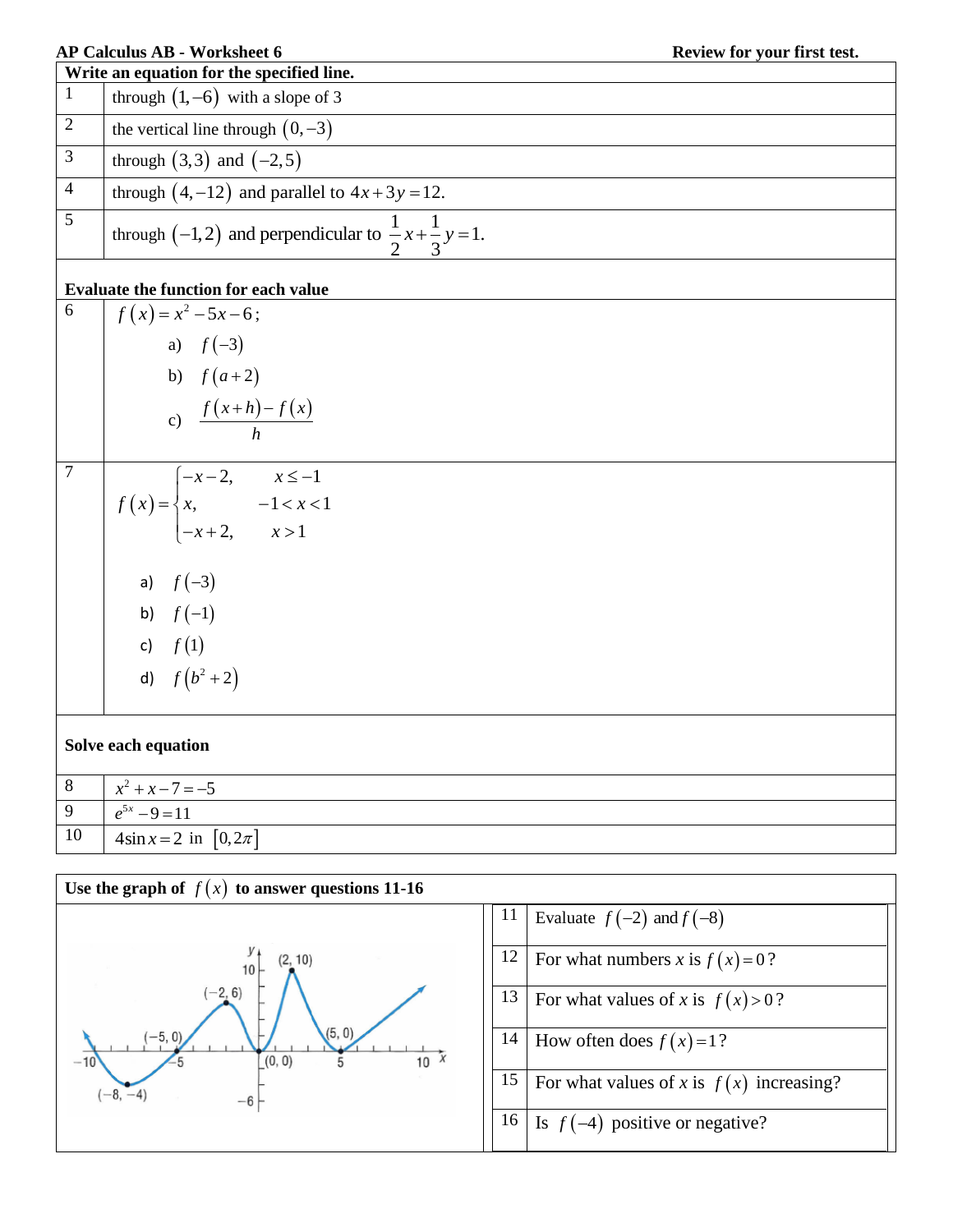**AP Calculus AB - Worksheet 6** **Review for your first test.**

| **Write an equation for the specified line.** | |
|---|---|
| 1 | through $(1,-6)$ with a slope of 3 |
| 2 | the vertical line through $(0,-3)$ |
| 3 | through $(3,3)$ and $(-2,5)$ |
| 4 | through $(4,-12)$ and parallel to $4x+3y=12$. |
| 5 | through $(-1,2)$ and perpendicular to $\frac{1}{2}x+\frac{1}{3}y=1$. |

**Evaluate the function for each value**

| | |
|---|---|
| 6 | $f(x)=x^2-5x-6$; <br> a) $f(-3)$ <br> b) $f(a+2)$ <br> c) $\frac{f(x+h)-f(x)}{h}$ |
| 7 | $f(x)=\begin{cases} -x-2, & x\le -1 \\ x, & -1<x<1 \\ -x+2, & x>1 \end{cases}$ <br> a) $f(-3)$ <br> b) $f(-1)$ <br> c) $f(1)$ <br> d) $f(b^2+2)$ |

**Solve each equation**

| | |
|---|---|
| 8 | $x^2+x-7=-5$ |
| 9 | $e^{5x}-9=11$ |
| 10 | $4\sin x=2$ in $[0,2\pi]$ |

**Use the graph of $f(x)$ to answer questions 11-16**

| | |
|---|---|
| 11 | Evaluate $f(-2)$ and $f(-8)$ |
| 12 | For what numbers $x$ is $f(x)=0$? |
| 13 | For what values of $x$ is $f(x)>0$? |
| 14 | How often does $f(x)=1$? |
| 15 | For what values of $x$ is $f(x)$ increasing? |
| 16 | Is $f(-4)$ positive or negative? |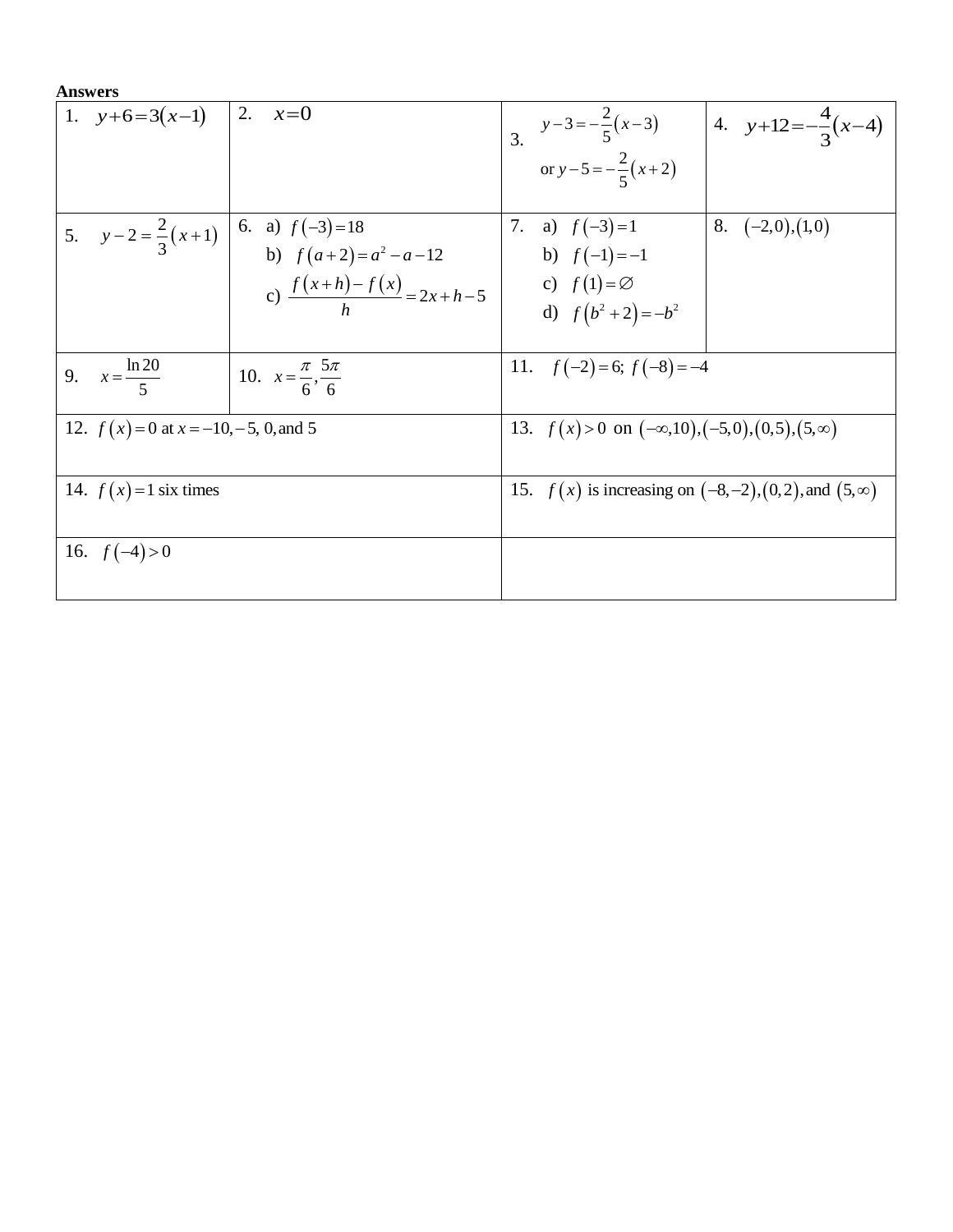**Answers**

| | | | |
|---|---|---|---|
| 1. $y+6=3(x-1)$ | 2. $x=0$ | 3. $y-3=-\frac{2}{5}(x-3)$ or $y-5=-\frac{2}{5}(x+2)$ | 4. $y+12=-\frac{4}{3}(x-4)$ |
| 5. $y-2=\frac{2}{3}(x+1)$ | 6. a) $f(-3)=18$ b) $f(a+2)=a^2-a-12$ c) $\frac{f(x+h)-f(x)}{h}=2x+h-5$ | 7. a) $f(-3)=1$ b) $f(-1)=-1$ c) $f(1)=\varnothing$ d) $f(b^2+2)=-b^2$ | 8. $(-2,0),(1,0)$ |
| 9. $x=\frac{\ln 20}{5}$ | 10. $x=\frac{\pi}{6},\frac{5\pi}{6}$ | 11. $f(-2)=6;\ f(-8)=-4$ | |
| 12. $f(x)=0$ at $x=-10,-5,0,$ and 5 | | 13. $f(x)>0$ on $(-\infty,10),(-5,0),(0,5),(5,\infty)$ | |
| 14. $f(x)=1$ six times | | 15. $f(x)$ is increasing on $(-8,-2),(0,2),$ and $(5,\infty)$ | |
| 16. $f(-4)>0$ | | | |